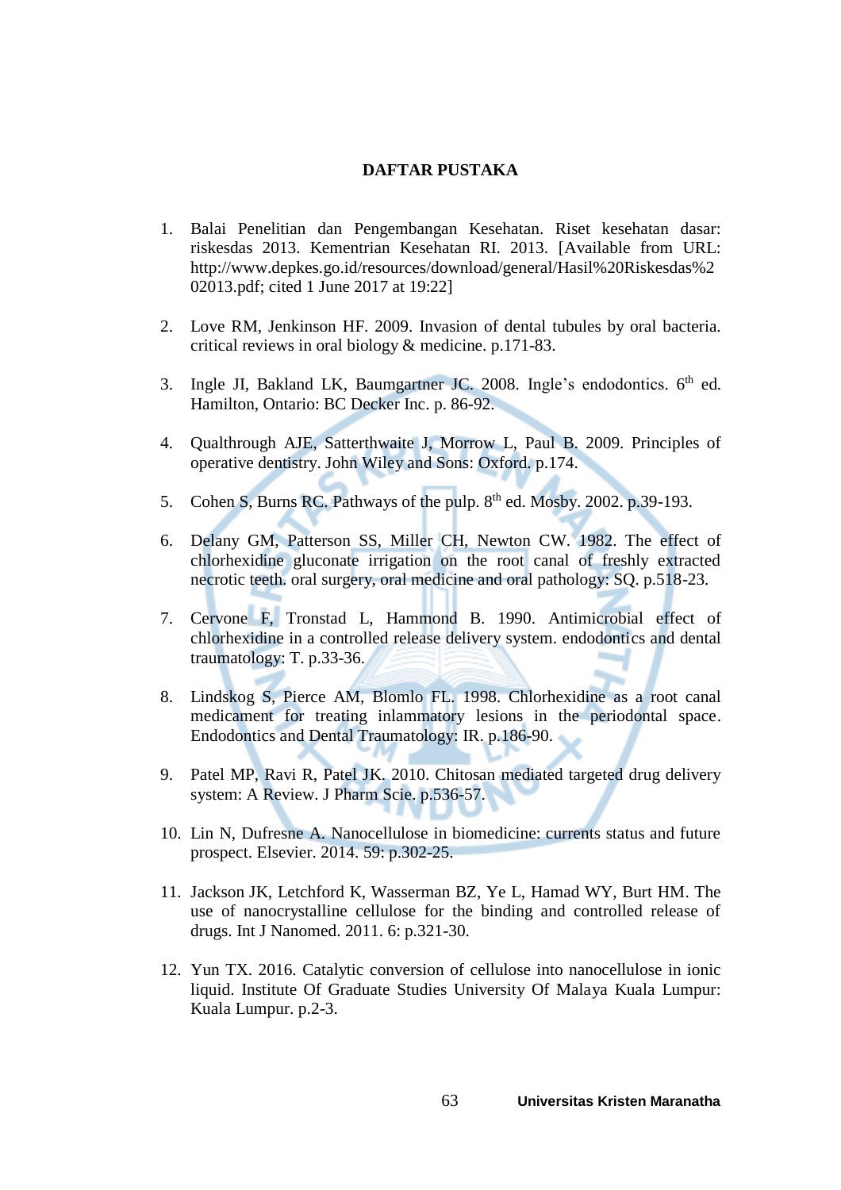# DAFTAR PUSTAKA

1. Balai Penelitian dan Pengembangan Kesehatan. Riset kesehatan dasar: riskesdas 2013. Kementrian Kesehatan RI. 2013. [Available from URL: http://www.depkes.go.id/resources/download/general/Hasil%20Riskesdas%202013.pdf; cited 1 June 2017 at 19:22]

2. Love RM, Jenkinson HF. 2009. Invasion of dental tubules by oral bacteria. critical reviews in oral biology & medicine. p.171-83.

3. Ingle JI, Bakland LK, Baumgartner JC. 2008. Ingle's endodontics. 6th ed. Hamilton, Ontario: BC Decker Inc. p. 86-92.

4. Qualthrough AJE, Satterthwaite J, Morrow L, Paul B. 2009. Principles of operative dentistry. John Wiley and Sons: Oxford. p.174.

5. Cohen S, Burns RC. Pathways of the pulp. 8th ed. Mosby. 2002. p.39-193.

6. Delany GM, Patterson SS, Miller CH, Newton CW. 1982. The effect of chlorhexidine gluconate irrigation on the root canal of freshly extracted necrotic teeth. oral surgery, oral medicine and oral pathology: SQ. p.518-23.

7. Cervone F, Tronstad L, Hammond B. 1990. Antimicrobial effect of chlorhexidine in a controlled release delivery system. endodontics and dental traumatology: T. p.33-36.

8. Lindskog S, Pierce AM, Blomlo FL. 1998. Chlorhexidine as a root canal medicament for treating inflammatory lesions in the periodontal space. Endodontics and Dental Traumatology: IR. p.186-90.

9. Patel MP, Ravi R, Patel JK. 2010. Chitosan mediated targeted drug delivery system: A Review. J Pharm Scie. p.536-57.

10. Lin N, Dufresne A. Nanocellulose in biomedicine: currents status and future prospect. Elsevier. 2014. 59: p.302-25.

11. Jackson JK, Letchford K, Wasserman BZ, Ye L, Hamad WY, Burt HM. The use of nanocrystalline cellulose for the binding and controlled release of drugs. Int J Nanomed. 2011. 6: p.321-30.

12. Yun TX. 2016. Catalytic conversion of cellulose into nanocellulose in ionic liquid. Institute Of Graduate Studies University Of Malaya Kuala Lumpur: Kuala Lumpur. p.2-3.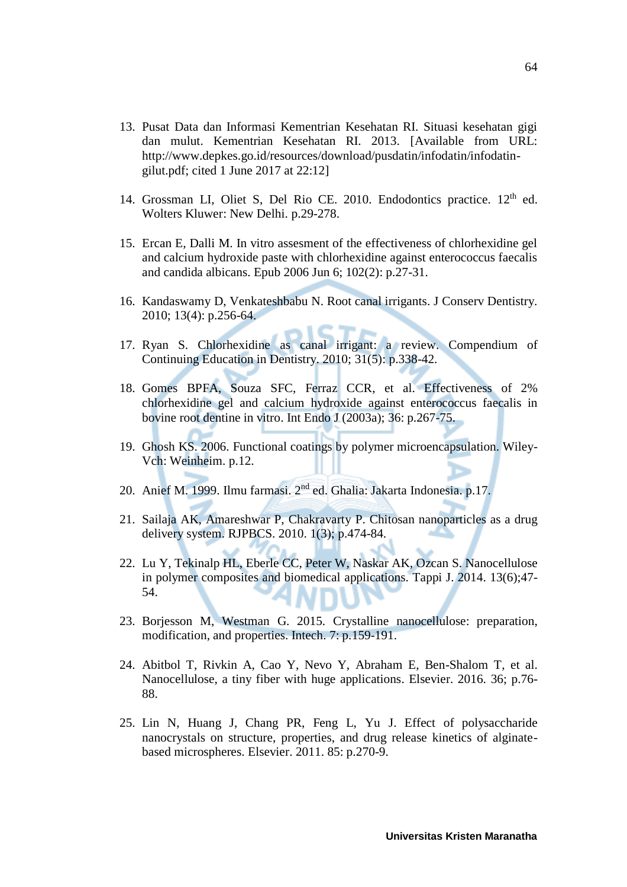13. Pusat Data dan Informasi Kementrian Kesehatan RI. Situasi kesehatan gigi dan mulut. Kementrian Kesehatan RI. 2013. [Available from URL: http://www.depkes.go.id/resources/download/pusdatin/infodatin/infodatin-gilut.pdf; cited 1 June 2017 at 22:12]

14. Grossman LI, Oliet S, Del Rio CE. 2010. Endodontics practice. 12th ed. Wolters Kluwer: New Delhi. p.29-278.

15. Ercan E, Dalli M. In vitro assesment of the effectiveness of chlorhexidine gel and calcium hydroxide paste with chlorhexidine against enterococcus faecalis and candida albicans. Epub 2006 Jun 6; 102(2): p.27-31.

16. Kandaswamy D, Venkateshbabu N. Root canal irrigants. J Conserv Dentistry. 2010; 13(4): p.256-64.

17. Ryan S. Chlorhexidine as canal irrigant: a review. Compendium of Continuing Education in Dentistry. 2010; 31(5): p.338-42.

18. Gomes BPFA, Souza SFC, Ferraz CCR, et al. Effectiveness of 2% chlorhexidine gel and calcium hydroxide against enterococcus faecalis in bovine root dentine in vitro. Int Endo J (2003a); 36: p.267-75.

19. Ghosh KS. 2006. Functional coatings by polymer microencapsulation. Wiley-Vch: Weinheim. p.12.

20. Anief M. 1999. Ilmu farmasi. 2nd ed. Ghalia: Jakarta Indonesia. p.17.

21. Sailaja AK, Amareshwar P, Chakravarty P. Chitosan nanoparticles as a drug delivery system. RJPBCS. 2010. 1(3); p.474-84.

22. Lu Y, Tekinalp HL, Eberle CC, Peter W, Naskar AK, Ozcan S. Nanocellulose in polymer composites and biomedical applications. Tappi J. 2014. 13(6);47-54.

23. Borjesson M, Westman G. 2015. Crystalline nanocellulose: preparation, modification, and properties. Intech. 7: p.159-191.

24. Abitbol T, Rivkin A, Cao Y, Nevo Y, Abraham E, Ben-Shalom T, et al. Nanocellulose, a tiny fiber with huge applications. Elsevier. 2016. 36; p.76-88.

25. Lin N, Huang J, Chang PR, Feng L, Yu J. Effect of polysaccharide nanocrystals on structure, properties, and drug release kinetics of alginate-based microspheres. Elsevier. 2011. 85: p.270-9.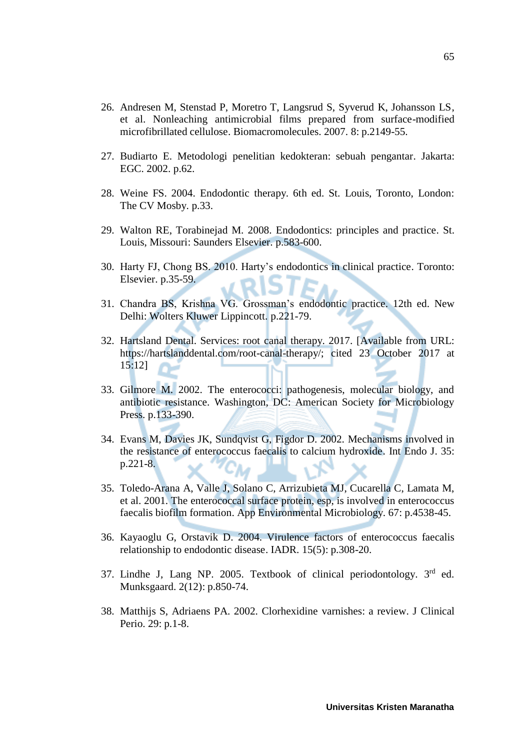26. Andresen M, Stenstad P, Moretro T, Langsrud S, Syverud K, Johansson LS, et al. Nonleaching antimicrobial films prepared from surface-modified microfibrillated cellulose. Biomacromolecules. 2007. 8: p.2149-55.

27. Budiarto E. Metodologi penelitian kedokteran: sebuah pengantar. Jakarta: EGC. 2002. p.62.

28. Weine FS. 2004. Endodontic therapy. 6th ed. St. Louis, Toronto, London: The CV Mosby. p.33.

29. Walton RE, Torabinejad M. 2008. Endodontics: principles and practice. St. Louis, Missouri: Saunders Elsevier. p.583-600.

30. Harty FJ, Chong BS. 2010. Harty's endodontics in clinical practice. Toronto: Elsevier. p.35-59.

31. Chandra BS, Krishna VG. Grossman's endodontic practice. 12th ed. New Delhi: Wolters Kluwer Lippincott. p.221-79.

32. Hartsland Dental. Services: root canal therapy. 2017. [Available from URL: https://hartslanddental.com/root-canal-therapy/; cited 23 October 2017 at 15:12]

33. Gilmore M. 2002. The enterococci: pathogenesis, molecular biology, and antibiotic resistance. Washington, DC: American Society for Microbiology Press. p.133-390.

34. Evans M, Davies JK, Sundqvist G, Figdor D. 2002. Mechanisms involved in the resistance of enterococcus faecalis to calcium hydroxide. Int Endo J. 35: p.221-8.

35. Toledo-Arana A, Valle J, Solano C, Arrizubieta MJ, Cucarella C, Lamata M, et al. 2001. The enterococcal surface protein, esp, is involved in enterococcus faecalis biofilm formation. App Environmental Microbiology. 67: p.4538-45.

36. Kayaoglu G, Orstavik D. 2004. Virulence factors of enterococcus faecalis relationship to endodontic disease. IADR. 15(5): p.308-20.

37. Lindhe J, Lang NP. 2005. Textbook of clinical periodontology. 3rd ed. Munksgaard. 2(12): p.850-74.

38. Matthijs S, Adriaens PA. 2002. Clorhexidine varnishes: a review. J Clinical Perio. 29: p.1-8.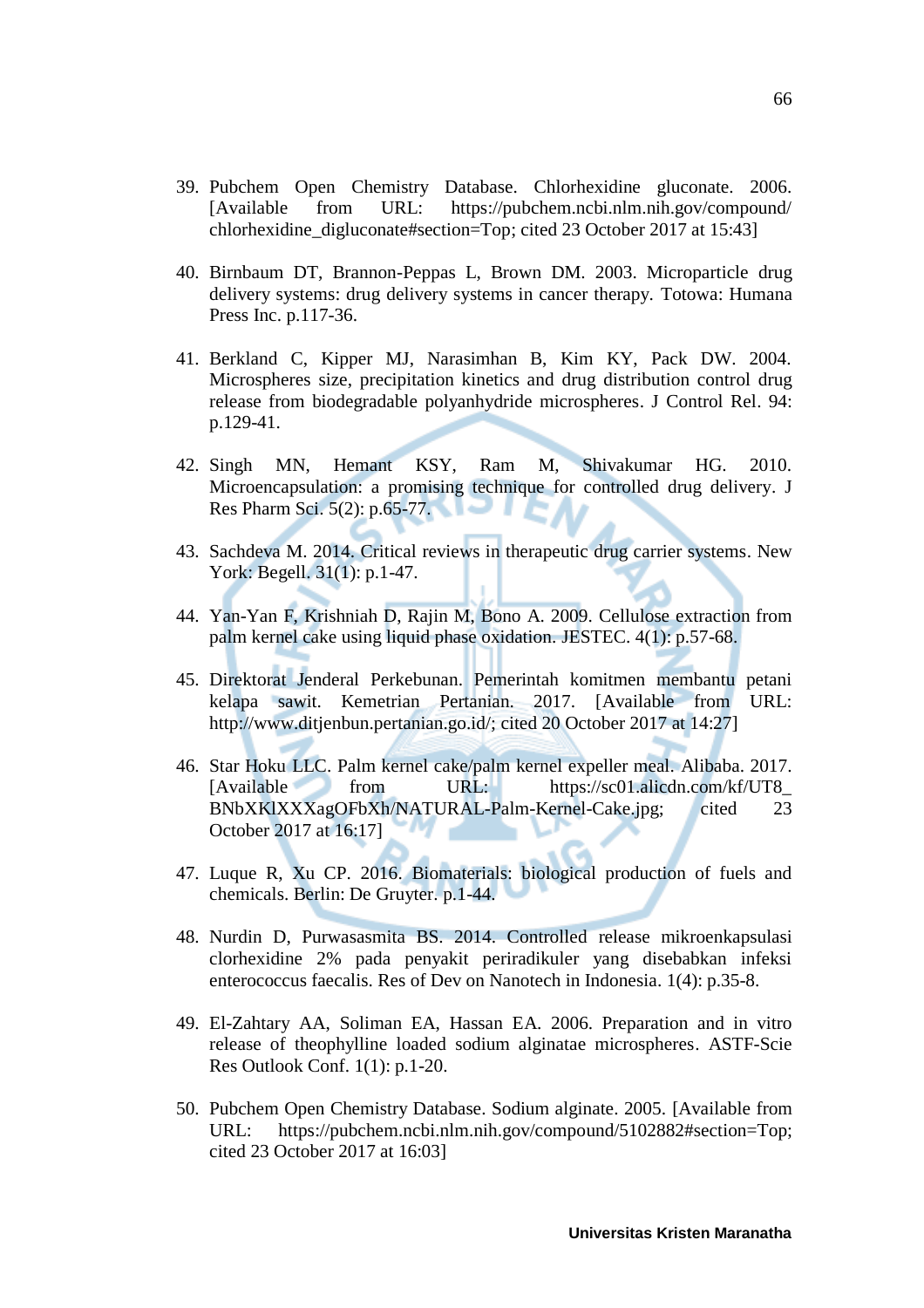39. Pubchem Open Chemistry Database. Chlorhexidine gluconate. 2006. [Available from URL: https://pubchem.ncbi.nlm.nih.gov/compound/chlorhexidine_digluconate#section=Top; cited 23 October 2017 at 15:43]

40. Birnbaum DT, Brannon-Peppas L, Brown DM. 2003. Microparticle drug delivery systems: drug delivery systems in cancer therapy. Totowa: Humana Press Inc. p.117-36.

41. Berkland C, Kipper MJ, Narasimhan B, Kim KY, Pack DW. 2004. Microspheres size, precipitation kinetics and drug distribution control drug release from biodegradable polyanhydride microspheres. J Control Rel. 94: p.129-41.

42. Singh MN, Hemant KSY, Ram M, Shivakumar HG. 2010. Microencapsulation: a promising technique for controlled drug delivery. J Res Pharm Sci. 5(2): p.65-77.

43. Sachdeva M. 2014. Critical reviews in therapeutic drug carrier systems. New York: Begell. 31(1): p.1-47.

44. Yan-Yan F, Krishniah D, Rajin M, Bono A. 2009. Cellulose extraction from palm kernel cake using liquid phase oxidation. JESTEC. 4(1): p.57-68.

45. Direktorat Jenderal Perkebunan. Pemerintah komitmen membantu petani kelapa sawit. Kemetrian Pertanian. 2017. [Available from URL: http://www.ditjenbun.pertanian.go.id/; cited 20 October 2017 at 14:27]

46. Star Hoku LLC. Palm kernel cake/palm kernel expeller meal. Alibaba. 2017. [Available from URL: https://sc01.alicdn.com/kf/UT8_BNbXKlXXXagOFbXh/NATURAL-Palm-Kernel-Cake.jpg; cited 23 October 2017 at 16:17]

47. Luque R, Xu CP. 2016. Biomaterials: biological production of fuels and chemicals. Berlin: De Gruyter. p.1-44.

48. Nurdin D, Purwasasmita BS. 2014. Controlled release mikroenkapsulasi clorhexidine 2% pada penyakit periradikuler yang disebabkan infeksi enterococcus faecalis. Res of Dev on Nanotech in Indonesia. 1(4): p.35-8.

49. El-Zahtary AA, Soliman EA, Hassan EA. 2006. Preparation and in vitro release of theophylline loaded sodium alginatae microspheres. ASTF-Scie Res Outlook Conf. 1(1): p.1-20.

50. Pubchem Open Chemistry Database. Sodium alginate. 2005. [Available from URL: https://pubchem.ncbi.nlm.nih.gov/compound/5102882#section=Top; cited 23 October 2017 at 16:03]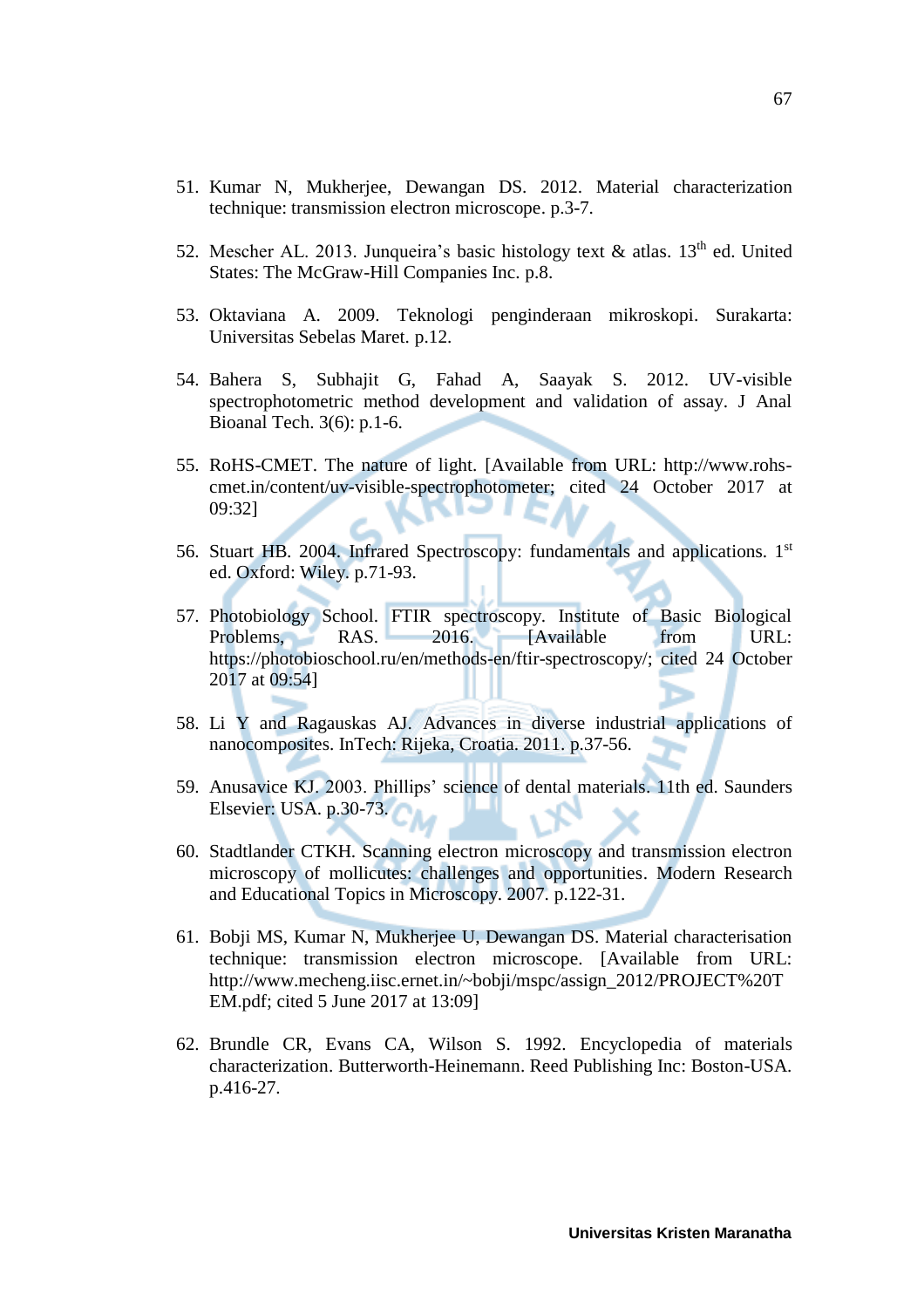51. Kumar N, Mukherjee, Dewangan DS. 2012. Material characterization technique: transmission electron microscope. p.3-7.

52. Mescher AL. 2013. Junqueira's basic histology text & atlas. 13th ed. United States: The McGraw-Hill Companies Inc. p.8.

53. Oktaviana A. 2009. Teknologi penginderaan mikroskopi. Surakarta: Universitas Sebelas Maret. p.12.

54. Bahera S, Subhajit G, Fahad A, Saayak S. 2012. UV-visible spectrophotometric method development and validation of assay. J Anal Bioanal Tech. 3(6): p.1-6.

55. RoHS-CMET. The nature of light. [Available from URL: http://www.rohs-cmet.in/content/uv-visible-spectrophotometer; cited 24 October 2017 at 09:32]

56. Stuart HB. 2004. Infrared Spectroscopy: fundamentals and applications. 1st ed. Oxford: Wiley. p.71-93.

57. Photobiology School. FTIR spectroscopy. Institute of Basic Biological Problems, RAS. 2016. [Available from URL: https://photobioschool.ru/en/methods-en/ftir-spectroscopy/; cited 24 October 2017 at 09:54]

58. Li Y and Ragauskas AJ. Advances in diverse industrial applications of nanocomposites. InTech: Rijeka, Croatia. 2011. p.37-56.

59. Anusavice KJ. 2003. Phillips' science of dental materials. 11th ed. Saunders Elsevier: USA. p.30-73.

60. Stadtlander CTKH. Scanning electron microscopy and transmission electron microscopy of mollicutes: challenges and opportunities. Modern Research and Educational Topics in Microscopy. 2007. p.122-31.

61. Bobji MS, Kumar N, Mukherjee U, Dewangan DS. Material characterisation technique: transmission electron microscope. [Available from URL: http://www.mecheng.iisc.ernet.in/~bobji/mspc/assign_2012/PROJECT%20TEM.pdf; cited 5 June 2017 at 13:09]

62. Brundle CR, Evans CA, Wilson S. 1992. Encyclopedia of materials characterization. Butterworth-Heinemann. Reed Publishing Inc: Boston-USA. p.416-27.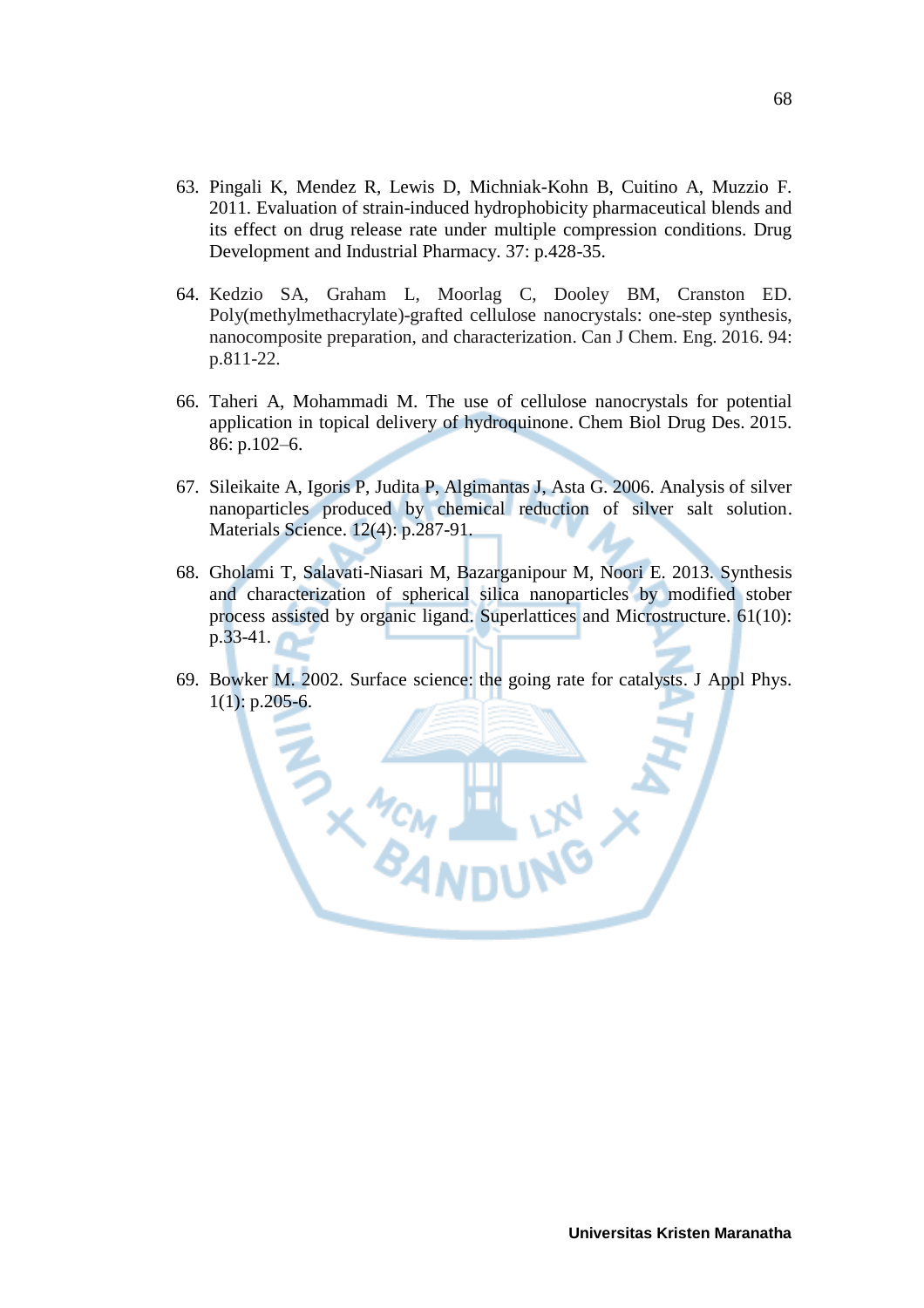63. Pingali K, Mendez R, Lewis D, Michniak-Kohn B, Cuitino A, Muzzio F. 2011. Evaluation of strain-induced hydrophobicity pharmaceutical blends and its effect on drug release rate under multiple compression conditions. Drug Development and Industrial Pharmacy. 37: p.428-35.

64. Kedzio SA, Graham L, Moorlag C, Dooley BM, Cranston ED. Poly(methylmethacrylate)-grafted cellulose nanocrystals: one-step synthesis, nanocomposite preparation, and characterization. Can J Chem. Eng. 2016. 94: p.811-22.

66. Taheri A, Mohammadi M. The use of cellulose nanocrystals for potential application in topical delivery of hydroquinone. Chem Biol Drug Des. 2015. 86: p.102–6.

67. Sileikaite A, Igoris P, Judita P, Algimantas J, Asta G. 2006. Analysis of silver nanoparticles produced by chemical reduction of silver salt solution. Materials Science. 12(4): p.287-91.

68. Gholami T, Salavati-Niasari M, Bazarganipour M, Noori E. 2013. Synthesis and characterization of spherical silica nanoparticles by modified stober process assisted by organic ligand. Superlattices and Microstructure. 61(10): p.33-41.

69. Bowker M. 2002. Surface science: the going rate for catalysts. J Appl Phys. 1(1): p.205-6.